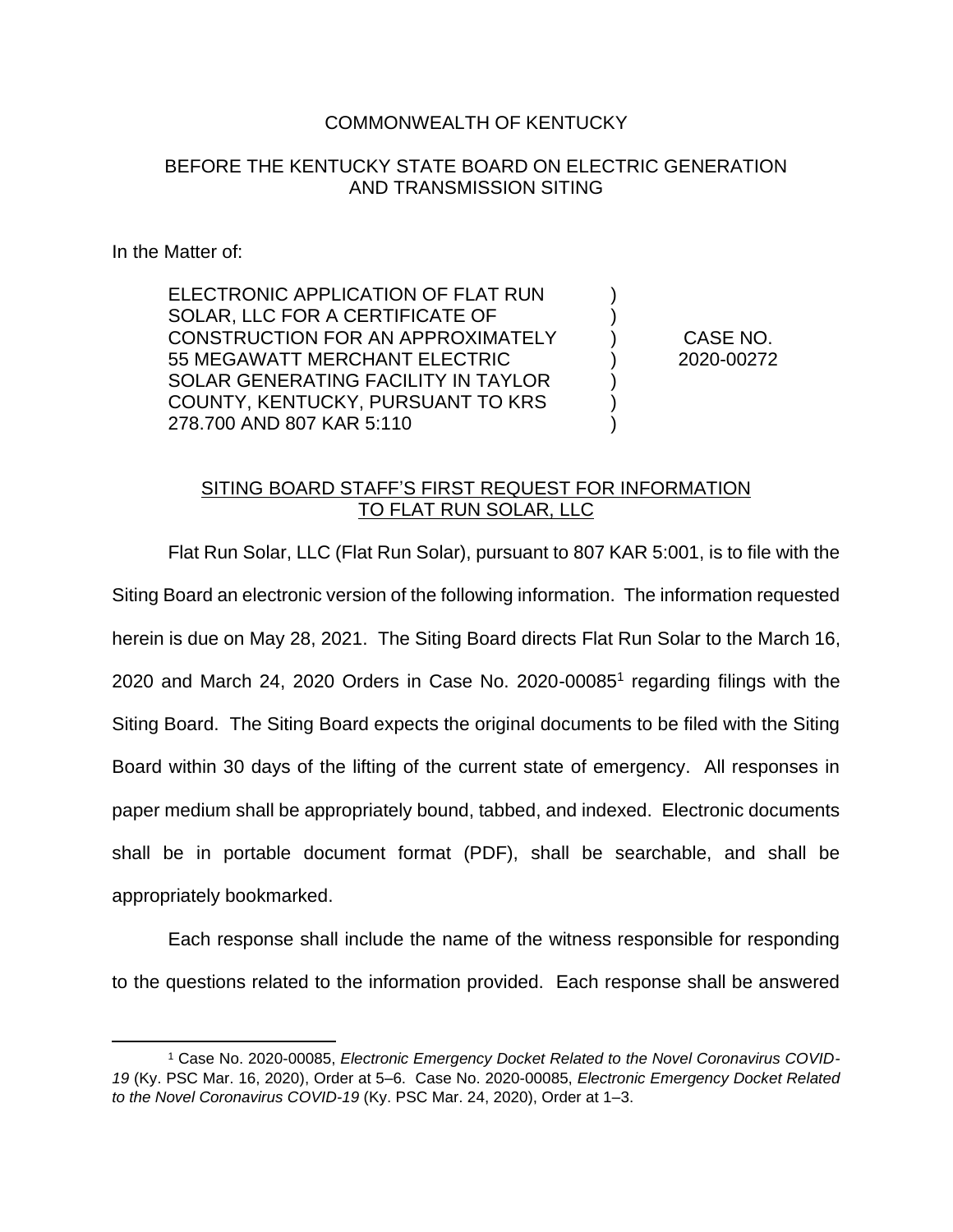COMMONWEALTH OF KENTUCKY

BEFORE THE KENTUCKY STATE BOARD ON ELECTRIC GENERATION AND TRANSMISSION SITING

In the Matter of:

| | | |
|---|---|---|
| ELECTRONIC APPLICATION OF FLAT RUN SOLAR, LLC FOR A CERTIFICATE OF CONSTRUCTION FOR AN APPROXIMATELY 55 MEGAWATT MERCHANT ELECTRIC SOLAR GENERATING FACILITY IN TAYLOR COUNTY, KENTUCKY, PURSUANT TO KRS 278.700 AND 807 KAR 5:110 | ) | CASE NO. 2020-00272 |

SITING BOARD STAFF'S FIRST REQUEST FOR INFORMATION TO FLAT RUN SOLAR, LLC

Flat Run Solar, LLC (Flat Run Solar), pursuant to 807 KAR 5:001, is to file with the Siting Board an electronic version of the following information. The information requested herein is due on May 28, 2021. The Siting Board directs Flat Run Solar to the March 16, 2020 and March 24, 2020 Orders in Case No. 2020-00085[1] regarding filings with the Siting Board. The Siting Board expects the original documents to be filed with the Siting Board within 30 days of the lifting of the current state of emergency. All responses in paper medium shall be appropriately bound, tabbed, and indexed. Electronic documents shall be in portable document format (PDF), shall be searchable, and shall be appropriately bookmarked.

Each response shall include the name of the witness responsible for responding to the questions related to the information provided. Each response shall be answered

[1] Case No. 2020-00085, *Electronic Emergency Docket Related to the Novel Coronavirus COVID-19* (Ky. PSC Mar. 16, 2020), Order at 5–6. Case No. 2020-00085, *Electronic Emergency Docket Related to the Novel Coronavirus COVID-19* (Ky. PSC Mar. 24, 2020), Order at 1–3.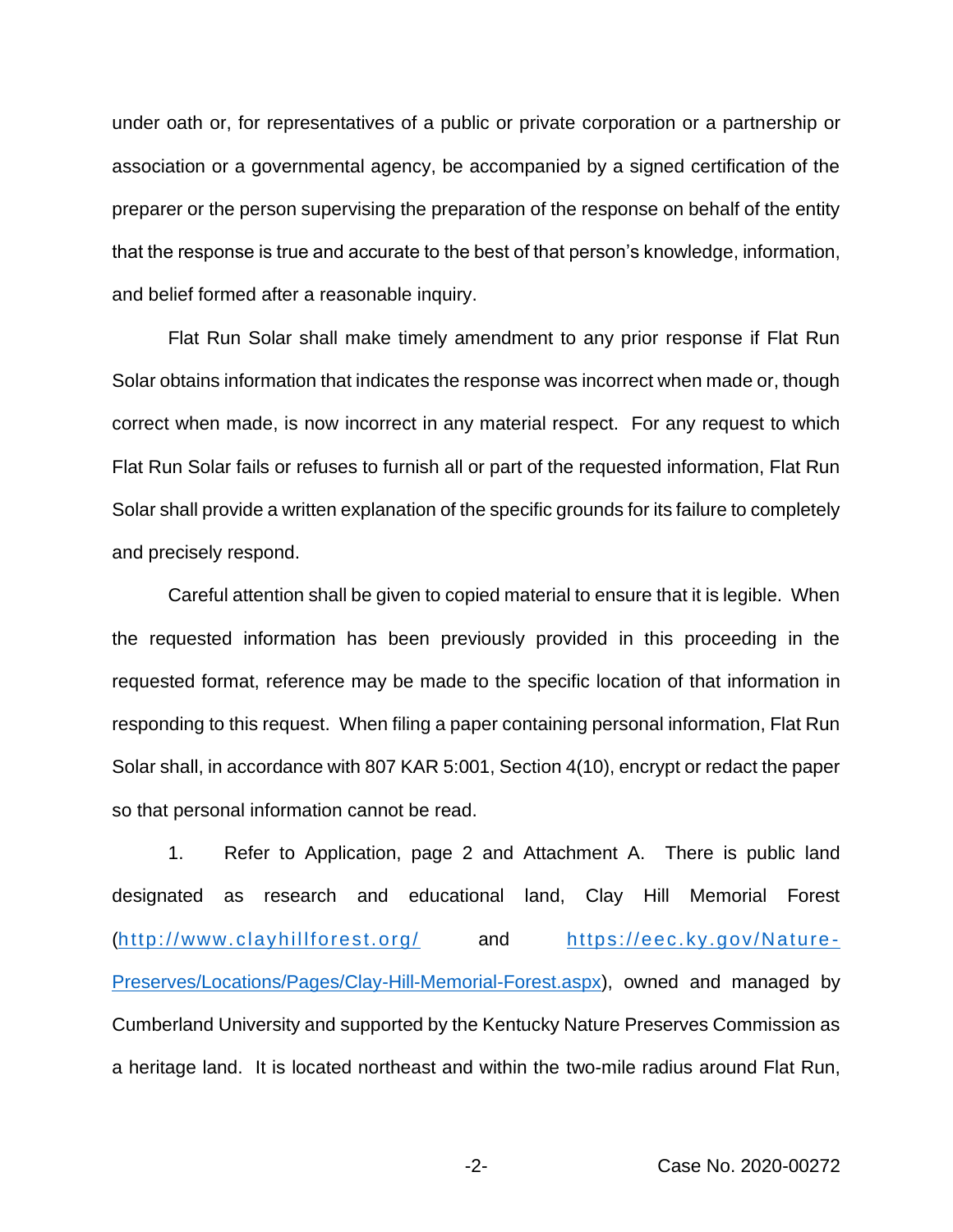under oath or, for representatives of a public or private corporation or a partnership or association or a governmental agency, be accompanied by a signed certification of the preparer or the person supervising the preparation of the response on behalf of the entity that the response is true and accurate to the best of that person's knowledge, information, and belief formed after a reasonable inquiry.

Flat Run Solar shall make timely amendment to any prior response if Flat Run Solar obtains information that indicates the response was incorrect when made or, though correct when made, is now incorrect in any material respect. For any request to which Flat Run Solar fails or refuses to furnish all or part of the requested information, Flat Run Solar shall provide a written explanation of the specific grounds for its failure to completely and precisely respond.

Careful attention shall be given to copied material to ensure that it is legible. When the requested information has been previously provided in this proceeding in the requested format, reference may be made to the specific location of that information in responding to this request. When filing a paper containing personal information, Flat Run Solar shall, in accordance with 807 KAR 5:001, Section 4(10), encrypt or redact the paper so that personal information cannot be read.

1. Refer to Application, page 2 and Attachment A. There is public land designated as research and educational land, Clay Hill Memorial Forest (http://www.clayhillforest.org/ and https://eec.ky.gov/Nature-Preserves/Locations/Pages/Clay-Hill-Memorial-Forest.aspx), owned and managed by Cumberland University and supported by the Kentucky Nature Preserves Commission as a heritage land. It is located northeast and within the two-mile radius around Flat Run,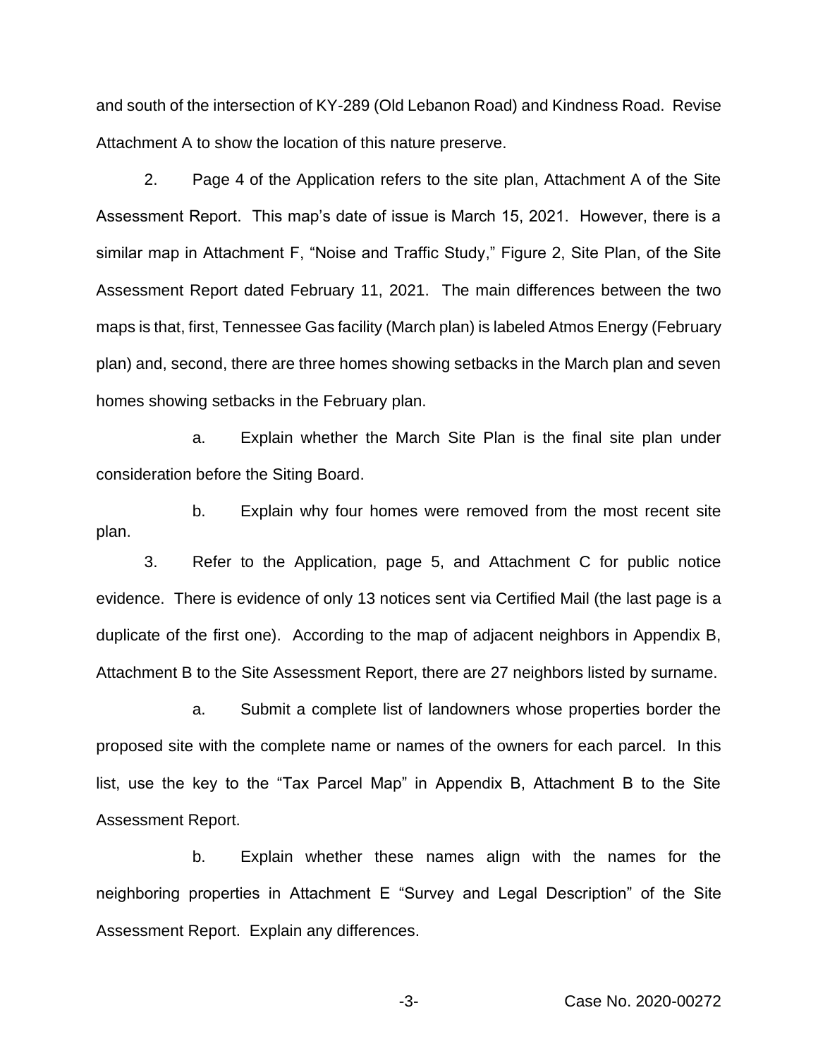and south of the intersection of KY-289 (Old Lebanon Road) and Kindness Road. Revise Attachment A to show the location of this nature preserve.

2. Page 4 of the Application refers to the site plan, Attachment A of the Site Assessment Report. This map's date of issue is March 15, 2021. However, there is a similar map in Attachment F, "Noise and Traffic Study," Figure 2, Site Plan, of the Site Assessment Report dated February 11, 2021. The main differences between the two maps is that, first, Tennessee Gas facility (March plan) is labeled Atmos Energy (February plan) and, second, there are three homes showing setbacks in the March plan and seven homes showing setbacks in the February plan.

a. Explain whether the March Site Plan is the final site plan under consideration before the Siting Board.

b. Explain why four homes were removed from the most recent site plan.

3. Refer to the Application, page 5, and Attachment C for public notice evidence. There is evidence of only 13 notices sent via Certified Mail (the last page is a duplicate of the first one). According to the map of adjacent neighbors in Appendix B, Attachment B to the Site Assessment Report, there are 27 neighbors listed by surname.

a. Submit a complete list of landowners whose properties border the proposed site with the complete name or names of the owners for each parcel. In this list, use the key to the "Tax Parcel Map" in Appendix B, Attachment B to the Site Assessment Report.

b. Explain whether these names align with the names for the neighboring properties in Attachment E "Survey and Legal Description" of the Site Assessment Report. Explain any differences.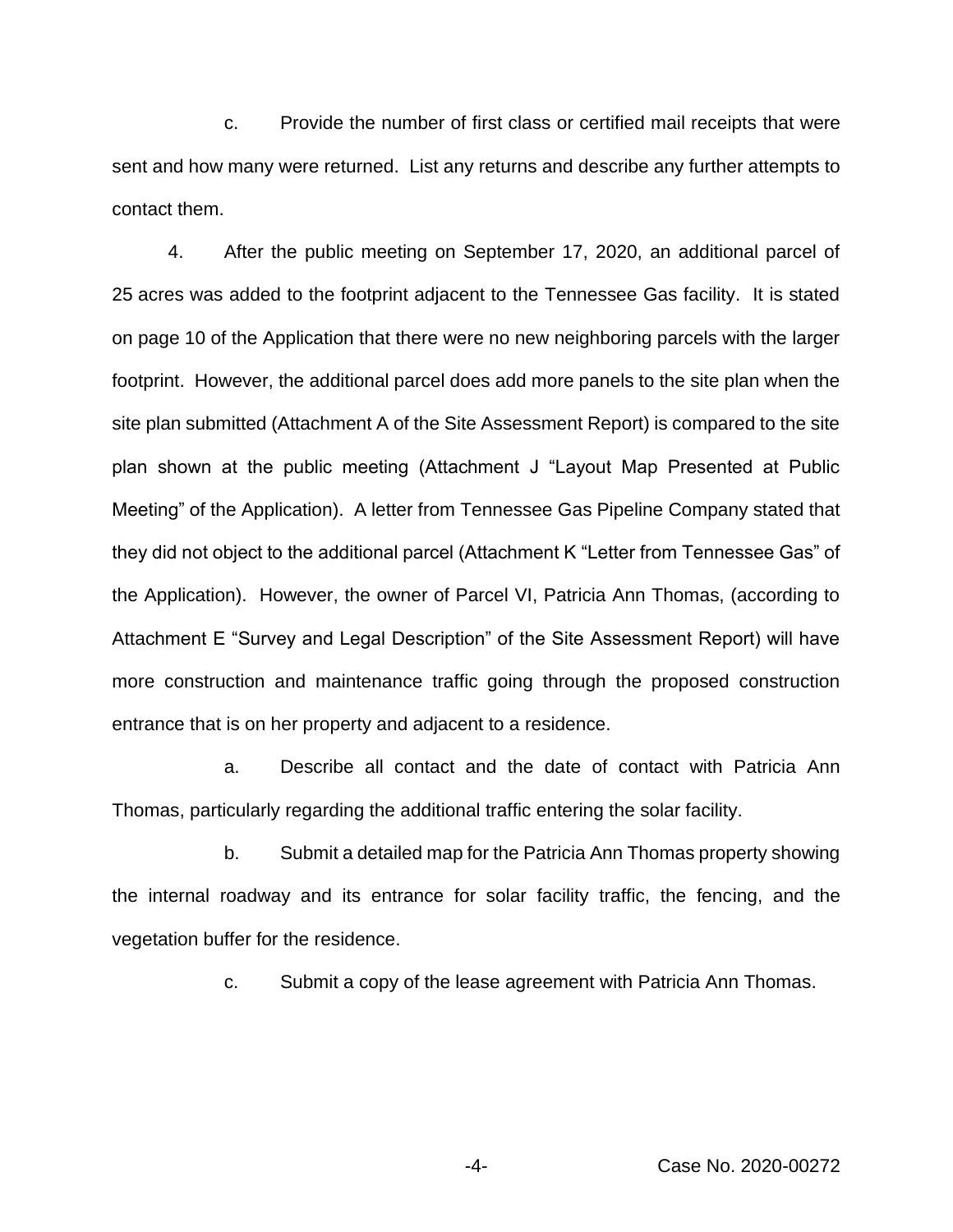c. Provide the number of first class or certified mail receipts that were sent and how many were returned. List any returns and describe any further attempts to contact them.

4. After the public meeting on September 17, 2020, an additional parcel of 25 acres was added to the footprint adjacent to the Tennessee Gas facility. It is stated on page 10 of the Application that there were no new neighboring parcels with the larger footprint. However, the additional parcel does add more panels to the site plan when the site plan submitted (Attachment A of the Site Assessment Report) is compared to the site plan shown at the public meeting (Attachment J "Layout Map Presented at Public Meeting" of the Application). A letter from Tennessee Gas Pipeline Company stated that they did not object to the additional parcel (Attachment K "Letter from Tennessee Gas" of the Application). However, the owner of Parcel VI, Patricia Ann Thomas, (according to Attachment E "Survey and Legal Description" of the Site Assessment Report) will have more construction and maintenance traffic going through the proposed construction entrance that is on her property and adjacent to a residence.

a. Describe all contact and the date of contact with Patricia Ann Thomas, particularly regarding the additional traffic entering the solar facility.

b. Submit a detailed map for the Patricia Ann Thomas property showing the internal roadway and its entrance for solar facility traffic, the fencing, and the vegetation buffer for the residence.

c. Submit a copy of the lease agreement with Patricia Ann Thomas.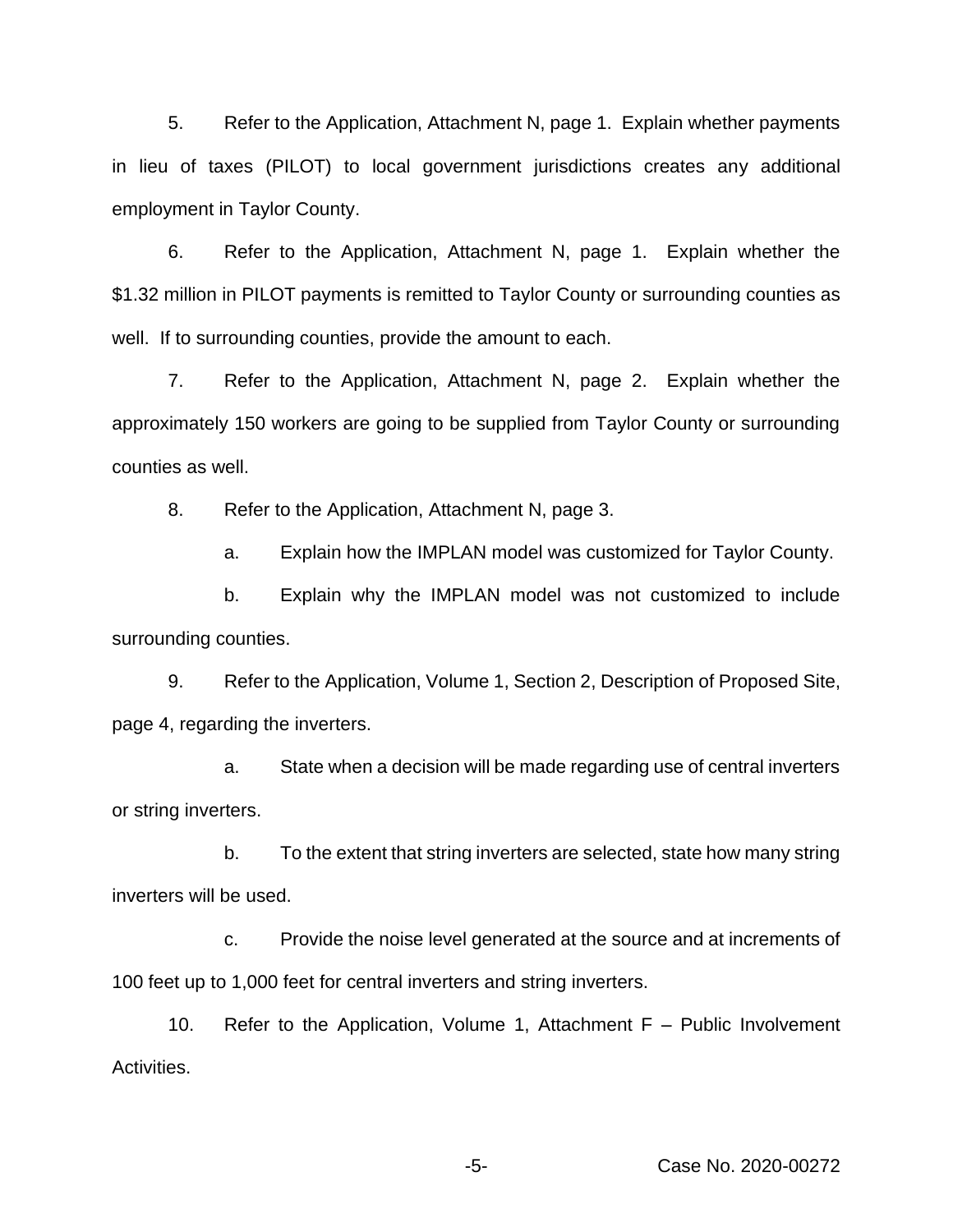5. Refer to the Application, Attachment N, page 1. Explain whether payments in lieu of taxes (PILOT) to local government jurisdictions creates any additional employment in Taylor County.

6. Refer to the Application, Attachment N, page 1. Explain whether the $1.32 million in PILOT payments is remitted to Taylor County or surrounding counties as well. If to surrounding counties, provide the amount to each.

7. Refer to the Application, Attachment N, page 2. Explain whether the approximately 150 workers are going to be supplied from Taylor County or surrounding counties as well.

8. Refer to the Application, Attachment N, page 3.

   a. Explain how the IMPLAN model was customized for Taylor County.

   b. Explain why the IMPLAN model was not customized to include surrounding counties.

9. Refer to the Application, Volume 1, Section 2, Description of Proposed Site, page 4, regarding the inverters.

   a. State when a decision will be made regarding use of central inverters or string inverters.

   b. To the extent that string inverters are selected, state how many string inverters will be used.

   c. Provide the noise level generated at the source and at increments of 100 feet up to 1,000 feet for central inverters and string inverters.

10. Refer to the Application, Volume 1, Attachment F – Public Involvement Activities.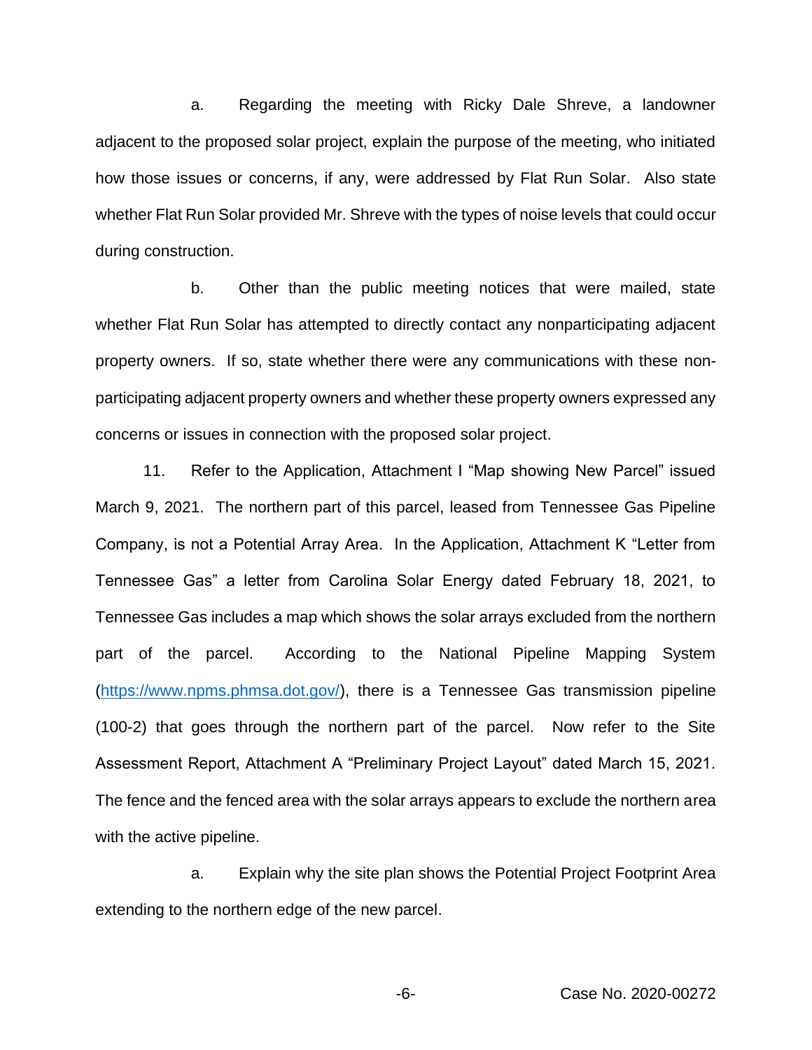a. Regarding the meeting with Ricky Dale Shreve, a landowner adjacent to the proposed solar project, explain the purpose of the meeting, who initiated how those issues or concerns, if any, were addressed by Flat Run Solar. Also state whether Flat Run Solar provided Mr. Shreve with the types of noise levels that could occur during construction.

b. Other than the public meeting notices that were mailed, state whether Flat Run Solar has attempted to directly contact any nonparticipating adjacent property owners. If so, state whether there were any communications with these non-participating adjacent property owners and whether these property owners expressed any concerns or issues in connection with the proposed solar project.

11. Refer to the Application, Attachment I "Map showing New Parcel" issued March 9, 2021. The northern part of this parcel, leased from Tennessee Gas Pipeline Company, is not a Potential Array Area. In the Application, Attachment K "Letter from Tennessee Gas" a letter from Carolina Solar Energy dated February 18, 2021, to Tennessee Gas includes a map which shows the solar arrays excluded from the northern part of the parcel. According to the National Pipeline Mapping System ([https://www.npms.phmsa.dot.gov/](https://www.npms.phmsa.dot.gov/)), there is a Tennessee Gas transmission pipeline (100-2) that goes through the northern part of the parcel. Now refer to the Site Assessment Report, Attachment A "Preliminary Project Layout" dated March 15, 2021. The fence and the fenced area with the solar arrays appears to exclude the northern area with the active pipeline.

a. Explain why the site plan shows the Potential Project Footprint Area extending to the northern edge of the new parcel.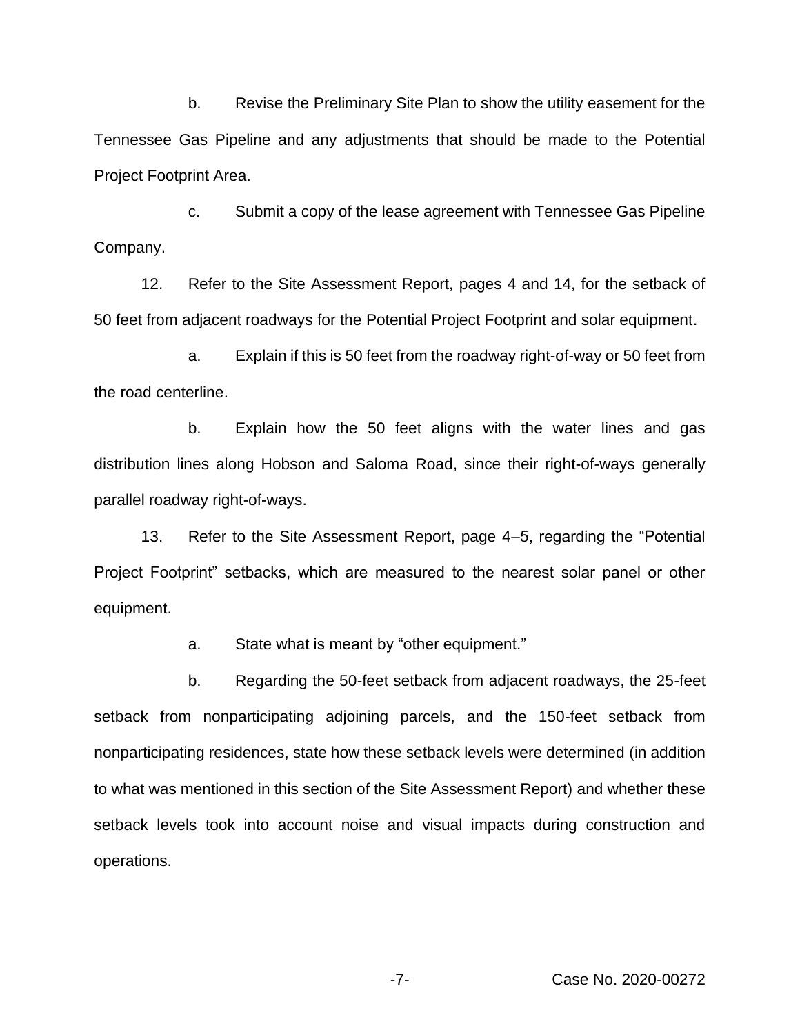b. Revise the Preliminary Site Plan to show the utility easement for the Tennessee Gas Pipeline and any adjustments that should be made to the Potential Project Footprint Area.

c. Submit a copy of the lease agreement with Tennessee Gas Pipeline Company.

12. Refer to the Site Assessment Report, pages 4 and 14, for the setback of 50 feet from adjacent roadways for the Potential Project Footprint and solar equipment.

a. Explain if this is 50 feet from the roadway right-of-way or 50 feet from the road centerline.

b. Explain how the 50 feet aligns with the water lines and gas distribution lines along Hobson and Saloma Road, since their right-of-ways generally parallel roadway right-of-ways.

13. Refer to the Site Assessment Report, page 4–5, regarding the "Potential Project Footprint" setbacks, which are measured to the nearest solar panel or other equipment.

a. State what is meant by "other equipment."

b. Regarding the 50-feet setback from adjacent roadways, the 25-feet setback from nonparticipating adjoining parcels, and the 150-feet setback from nonparticipating residences, state how these setback levels were determined (in addition to what was mentioned in this section of the Site Assessment Report) and whether these setback levels took into account noise and visual impacts during construction and operations.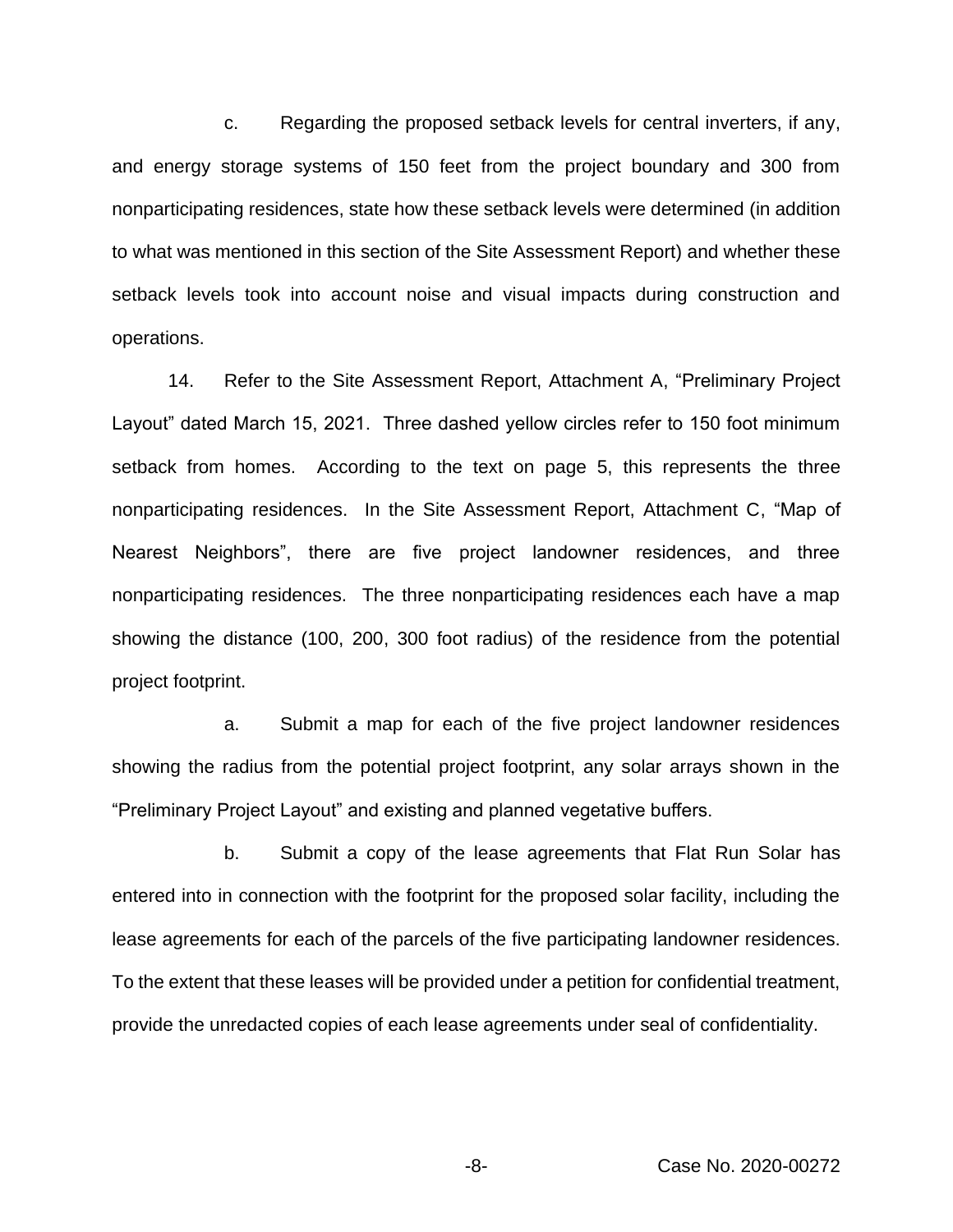c. Regarding the proposed setback levels for central inverters, if any, and energy storage systems of 150 feet from the project boundary and 300 from nonparticipating residences, state how these setback levels were determined (in addition to what was mentioned in this section of the Site Assessment Report) and whether these setback levels took into account noise and visual impacts during construction and operations.

14. Refer to the Site Assessment Report, Attachment A, "Preliminary Project Layout" dated March 15, 2021. Three dashed yellow circles refer to 150 foot minimum setback from homes. According to the text on page 5, this represents the three nonparticipating residences. In the Site Assessment Report, Attachment C, "Map of Nearest Neighbors", there are five project landowner residences, and three nonparticipating residences. The three nonparticipating residences each have a map showing the distance (100, 200, 300 foot radius) of the residence from the potential project footprint.

a. Submit a map for each of the five project landowner residences showing the radius from the potential project footprint, any solar arrays shown in the "Preliminary Project Layout" and existing and planned vegetative buffers.

b. Submit a copy of the lease agreements that Flat Run Solar has entered into in connection with the footprint for the proposed solar facility, including the lease agreements for each of the parcels of the five participating landowner residences. To the extent that these leases will be provided under a petition for confidential treatment, provide the unredacted copies of each lease agreements under seal of confidentiality.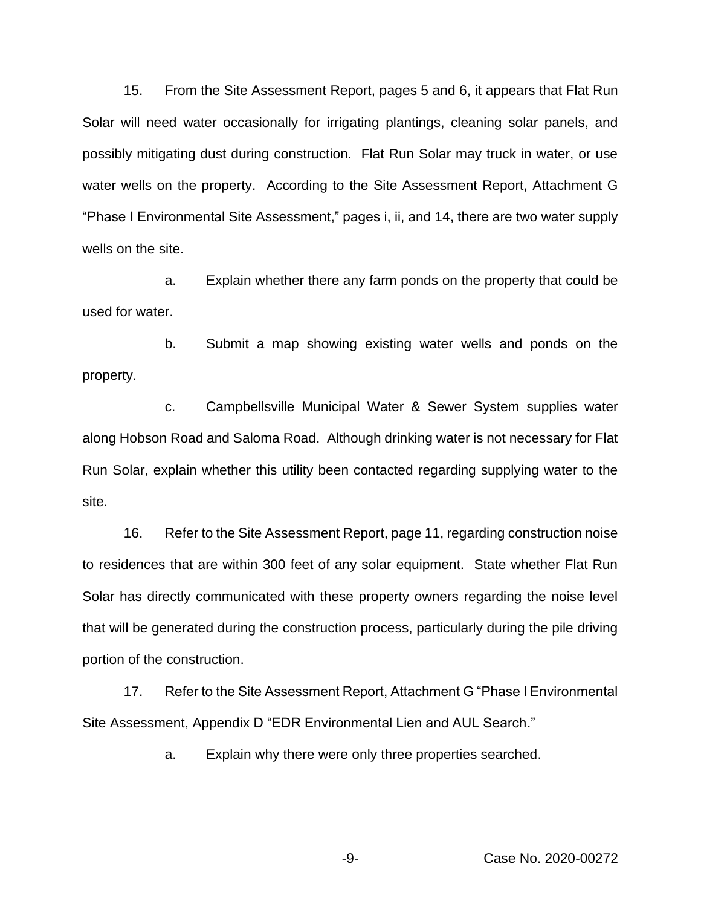15. From the Site Assessment Report, pages 5 and 6, it appears that Flat Run Solar will need water occasionally for irrigating plantings, cleaning solar panels, and possibly mitigating dust during construction. Flat Run Solar may truck in water, or use water wells on the property. According to the Site Assessment Report, Attachment G "Phase I Environmental Site Assessment," pages i, ii, and 14, there are two water supply wells on the site.

a. Explain whether there any farm ponds on the property that could be used for water.

b. Submit a map showing existing water wells and ponds on the property.

c. Campbellsville Municipal Water & Sewer System supplies water along Hobson Road and Saloma Road. Although drinking water is not necessary for Flat Run Solar, explain whether this utility been contacted regarding supplying water to the site.

16. Refer to the Site Assessment Report, page 11, regarding construction noise to residences that are within 300 feet of any solar equipment. State whether Flat Run Solar has directly communicated with these property owners regarding the noise level that will be generated during the construction process, particularly during the pile driving portion of the construction.

17. Refer to the Site Assessment Report, Attachment G "Phase I Environmental Site Assessment, Appendix D "EDR Environmental Lien and AUL Search."

a. Explain why there were only three properties searched.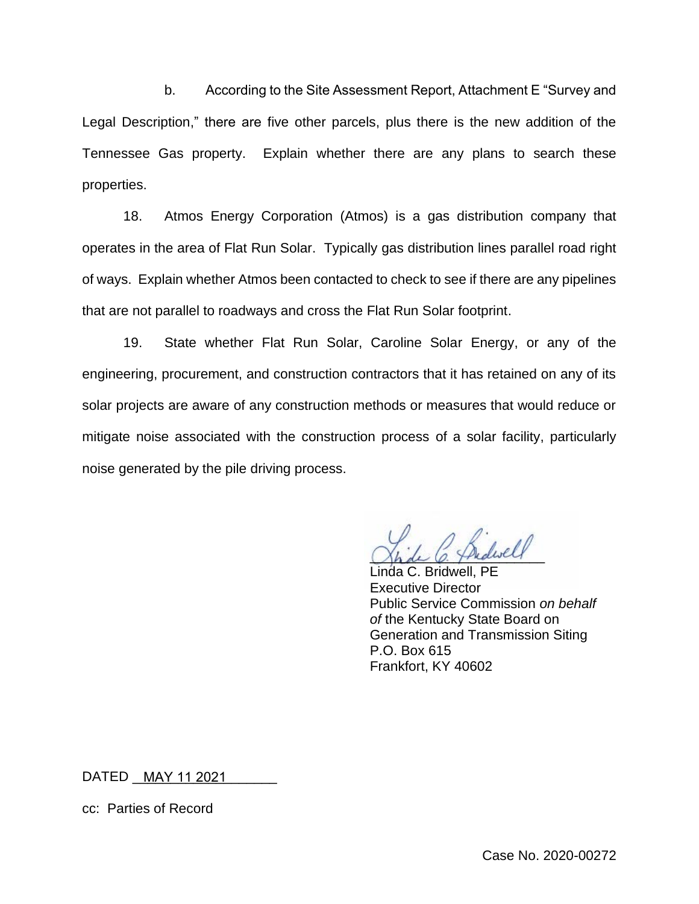b. According to the Site Assessment Report, Attachment E "Survey and Legal Description," there are five other parcels, plus there is the new addition of the Tennessee Gas property. Explain whether there are any plans to search these properties.

18. Atmos Energy Corporation (Atmos) is a gas distribution company that operates in the area of Flat Run Solar. Typically gas distribution lines parallel road right of ways. Explain whether Atmos been contacted to check to see if there are any pipelines that are not parallel to roadways and cross the Flat Run Solar footprint.

19. State whether Flat Run Solar, Caroline Solar Energy, or any of the engineering, procurement, and construction contractors that it has retained on any of its solar projects are aware of any construction methods or measures that would reduce or mitigate noise associated with the construction process of a solar facility, particularly noise generated by the pile driving process.

Linda C. Bridwell, PE
Executive Director
Public Service Commission *on behalf of* the Kentucky State Board on Generation and Transmission Siting
P.O. Box 615
Frankfort, KY 40602

DATED MAY 11 2021

cc: Parties of Record

Case No. 2020-00272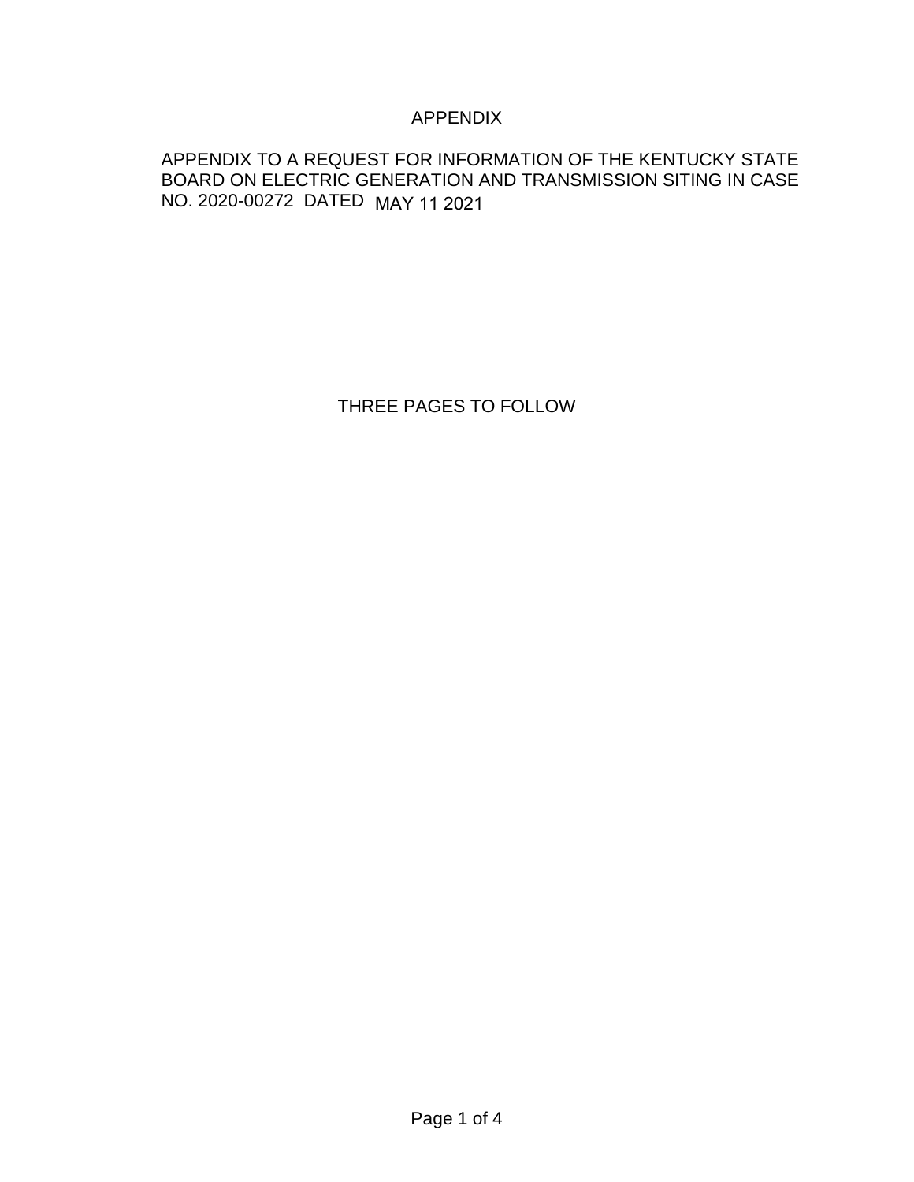# APPENDIX

APPENDIX TO A REQUEST FOR INFORMATION OF THE KENTUCKY STATE BOARD ON ELECTRIC GENERATION AND TRANSMISSION SITING IN CASE NO. 2020-00272 DATED MAY 11 2021

THREE PAGES TO FOLLOW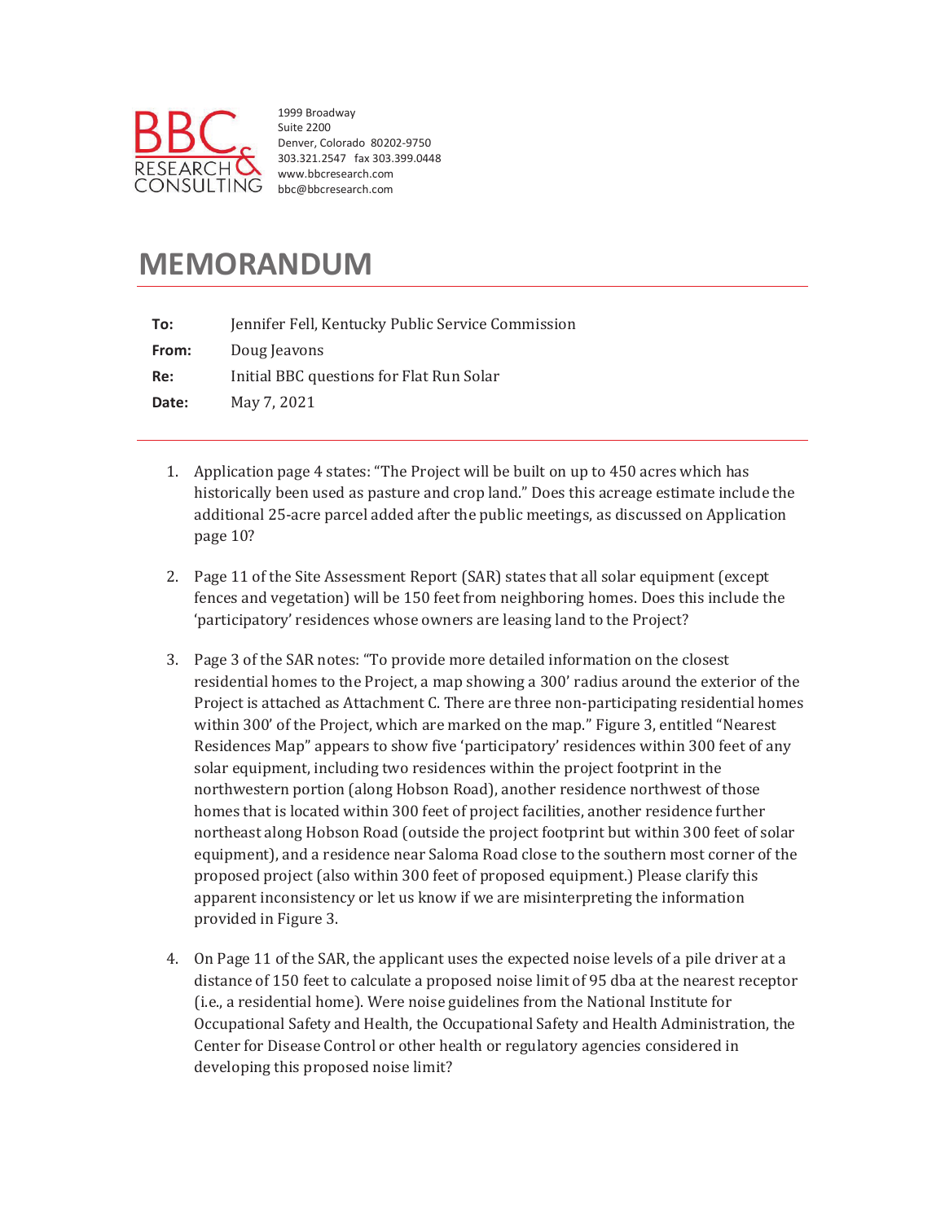BBC RESEARCH & CONSULTING

1999 Broadway
Suite 2200
Denver, Colorado 80202-9750
303.321.2547 fax 303.399.0448
www.bbcresearch.com
bbc@bbcresearch.com

# MEMORANDUM

**To:** Jennifer Fell, Kentucky Public Service Commission

**From:** Doug Jeavons

**Re:** Initial BBC questions for Flat Run Solar

**Date:** May 7, 2021

1. Application page 4 states: "The Project will be built on up to 450 acres which has historically been used as pasture and crop land." Does this acreage estimate include the additional 25-acre parcel added after the public meetings, as discussed on Application page 10?

2. Page 11 of the Site Assessment Report (SAR) states that all solar equipment (except fences and vegetation) will be 150 feet from neighboring homes. Does this include the 'participatory' residences whose owners are leasing land to the Project?

3. Page 3 of the SAR notes: "To provide more detailed information on the closest residential homes to the Project, a map showing a 300' radius around the exterior of the Project is attached as Attachment C. There are three non-participating residential homes within 300' of the Project, which are marked on the map." Figure 3, entitled "Nearest Residences Map" appears to show five 'participatory' residences within 300 feet of any solar equipment, including two residences within the project footprint in the northwestern portion (along Hobson Road), another residence northwest of those homes that is located within 300 feet of project facilities, another residence further northeast along Hobson Road (outside the project footprint but within 300 feet of solar equipment), and a residence near Saloma Road close to the southern most corner of the proposed project (also within 300 feet of proposed equipment.) Please clarify this apparent inconsistency or let us know if we are misinterpreting the information provided in Figure 3.

4. On Page 11 of the SAR, the applicant uses the expected noise levels of a pile driver at a distance of 150 feet to calculate a proposed noise limit of 95 dba at the nearest receptor (i.e., a residential home). Were noise guidelines from the National Institute for Occupational Safety and Health, the Occupational Safety and Health Administration, the Center for Disease Control or other health or regulatory agencies considered in developing this proposed noise limit?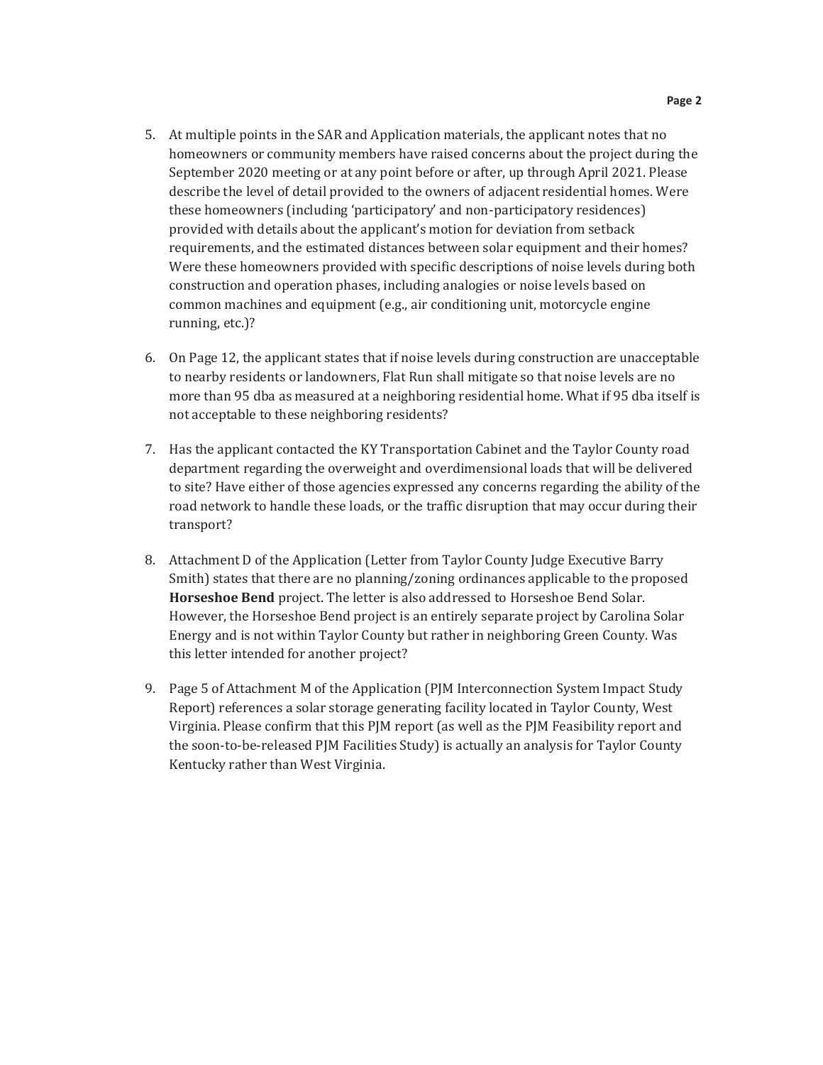5. At multiple points in the SAR and Application materials, the applicant notes that no homeowners or community members have raised concerns about the project during the September 2020 meeting or at any point before or after, up through April 2021. Please describe the level of detail provided to the owners of adjacent residential homes. Were these homeowners (including 'participatory' and non-participatory residences) provided with details about the applicant's motion for deviation from setback requirements, and the estimated distances between solar equipment and their homes? Were these homeowners provided with specific descriptions of noise levels during both construction and operation phases, including analogies or noise levels based on common machines and equipment (e.g., air conditioning unit, motorcycle engine running, etc.)?

6. On Page 12, the applicant states that if noise levels during construction are unacceptable to nearby residents or landowners, Flat Run shall mitigate so that noise levels are no more than 95 dba as measured at a neighboring residential home. What if 95 dba itself is not acceptable to these neighboring residents?

7. Has the applicant contacted the KY Transportation Cabinet and the Taylor County road department regarding the overweight and overdimensional loads that will be delivered to site? Have either of those agencies expressed any concerns regarding the ability of the road network to handle these loads, or the traffic disruption that may occur during their transport?

8. Attachment D of the Application (Letter from Taylor County Judge Executive Barry Smith) states that there are no planning/zoning ordinances applicable to the proposed **Horseshoe Bend** project. The letter is also addressed to Horseshoe Bend Solar. However, the Horseshoe Bend project is an entirely separate project by Carolina Solar Energy and is not within Taylor County but rather in neighboring Green County. Was this letter intended for another project?

9. Page 5 of Attachment M of the Application (PJM Interconnection System Impact Study Report) references a solar storage generating facility located in Taylor County, West Virginia. Please confirm that this PJM report (as well as the PJM Feasibility report and the soon-to-be-released PJM Facilities Study) is actually an analysis for Taylor County Kentucky rather than West Virginia.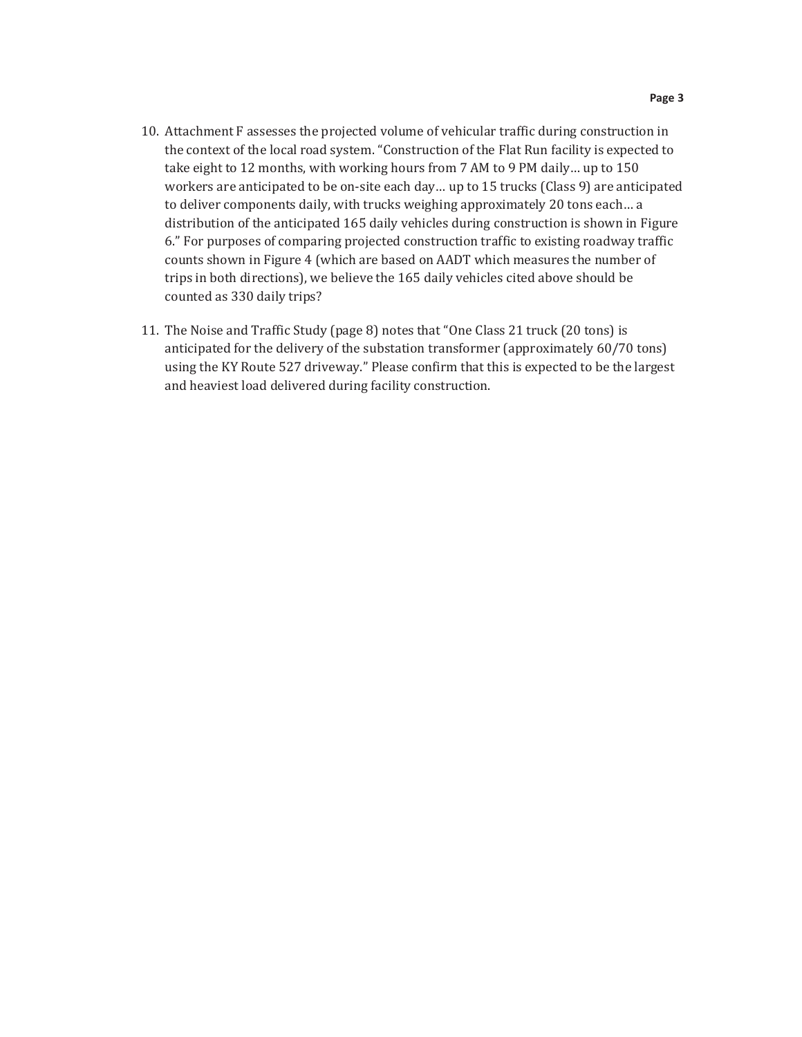10. Attachment F assesses the projected volume of vehicular traffic during construction in the context of the local road system. "Construction of the Flat Run facility is expected to take eight to 12 months, with working hours from 7 AM to 9 PM daily… up to 150 workers are anticipated to be on-site each day… up to 15 trucks (Class 9) are anticipated to deliver components daily, with trucks weighing approximately 20 tons each… a distribution of the anticipated 165 daily vehicles during construction is shown in Figure 6." For purposes of comparing projected construction traffic to existing roadway traffic counts shown in Figure 4 (which are based on AADT which measures the number of trips in both directions), we believe the 165 daily vehicles cited above should be counted as 330 daily trips?

11. The Noise and Traffic Study (page 8) notes that "One Class 21 truck (20 tons) is anticipated for the delivery of the substation transformer (approximately 60/70 tons) using the KY Route 527 driveway." Please confirm that this is expected to be the largest and heaviest load delivered during facility construction.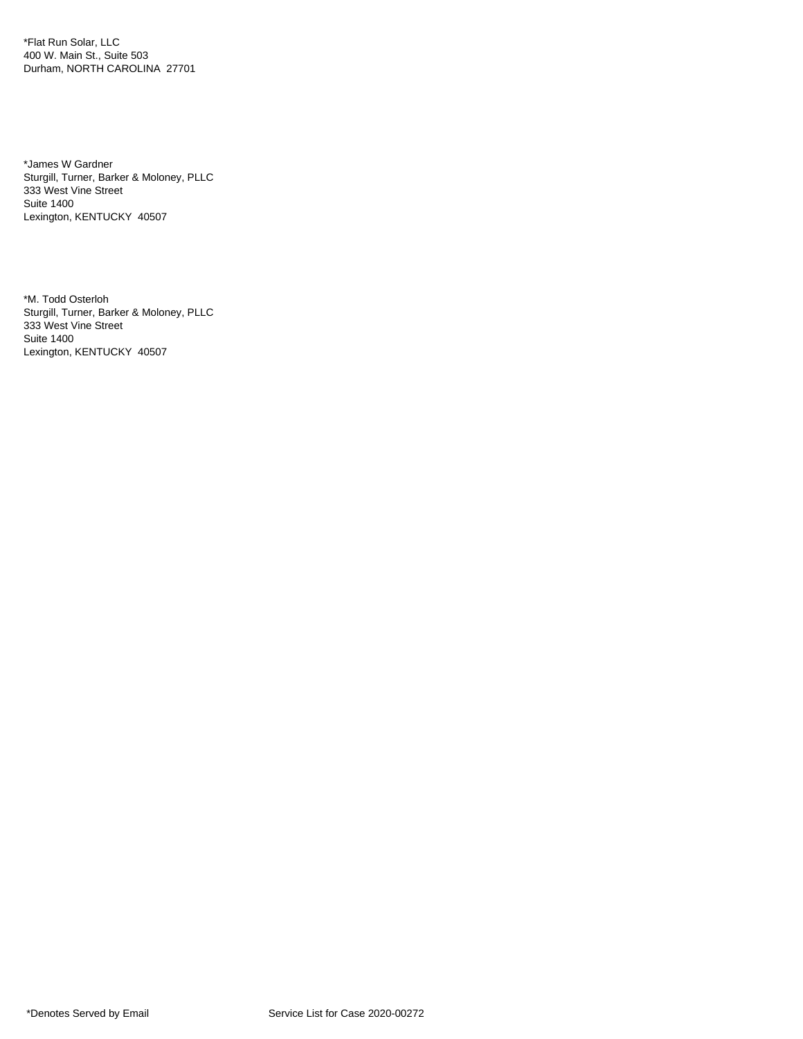*Flat Run Solar, LLC
400 W. Main St., Suite 503
Durham, NORTH CAROLINA  27701

*James W Gardner
Sturgill, Turner, Barker & Moloney, PLLC
333 West Vine Street
Suite 1400
Lexington, KENTUCKY  40507

*M. Todd Osterloh
Sturgill, Turner, Barker & Moloney, PLLC
333 West Vine Street
Suite 1400
Lexington, KENTUCKY  40507

*Denotes Served by Email

Service List for Case 2020-00272